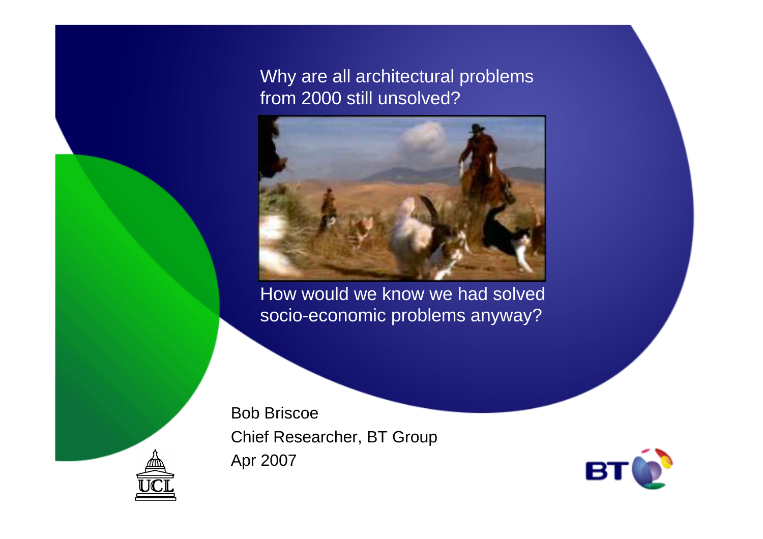# Why are all architectural problems from 2000 still unsolved?

How would we know we had solved socio-economic problems anyway?

Bob Briscoe

Chief Researcher, BT Group

Apr 2007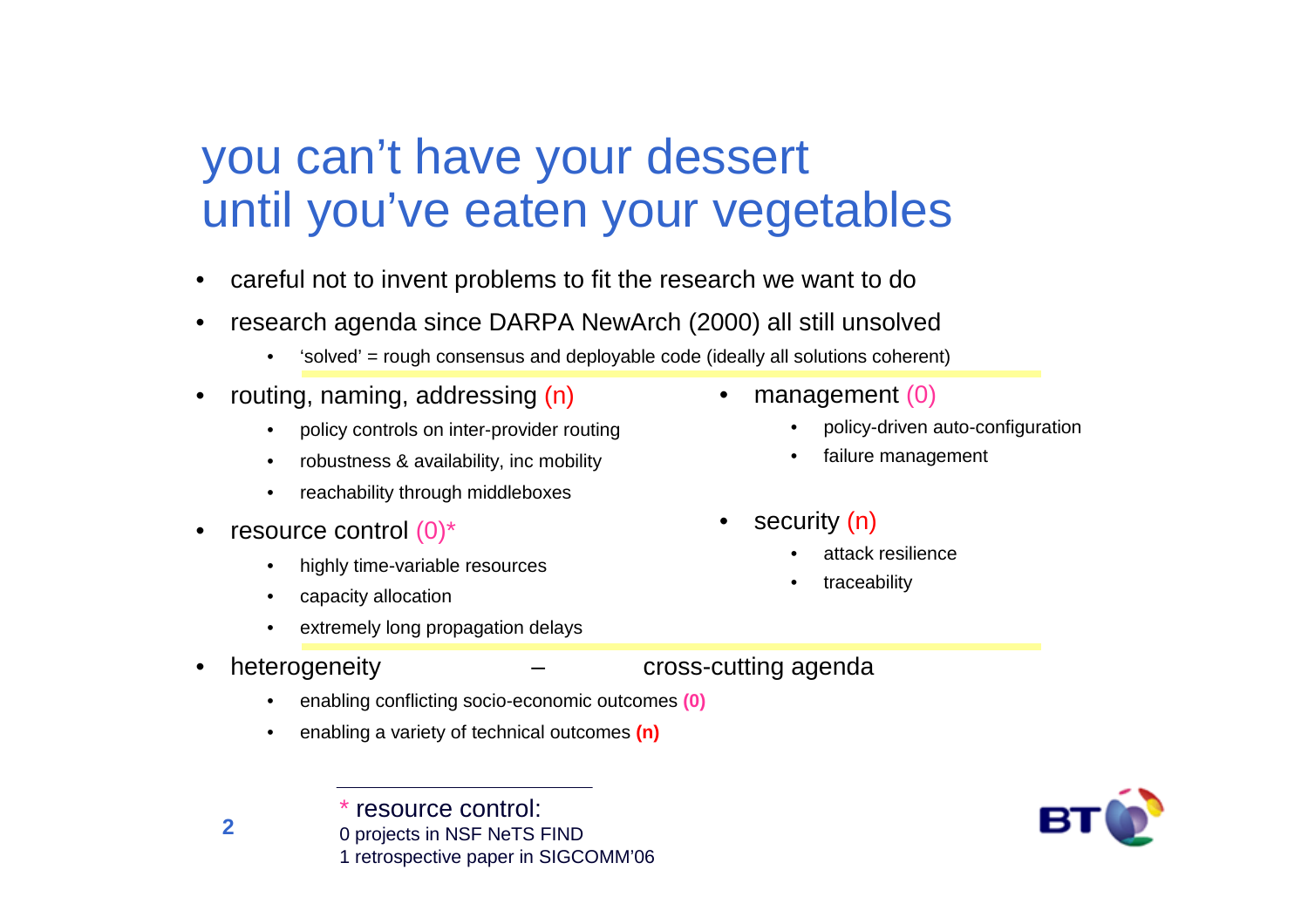# you can't have your dessert until you've eaten your vegetables

- careful not to invent problems to fit the research we want to do
- research agenda since DARPA NewArch (2000) all still unsolved
  - 'solved' = rough consensus and deployable code (ideally all solutions coherent)

- routing, naming, addressing (n)
  - policy controls on inter-provider routing
  - robustness & availability, inc mobility
  - reachability through middleboxes
- resource control (0)*
  - highly time-variable resources
  - capacity allocation
  - extremely long propagation delays
- management (0)
  - policy-driven auto-configuration
  - failure management
- security (n)
  - attack resilience
  - traceability

- heterogeneity – cross-cutting agenda
  - enabling conflicting socio-economic outcomes **(0)**
  - enabling a variety of technical outcomes **(n)**

---

\* resource control:
0 projects in NSF NeTS FIND
1 retrospective paper in SIGCOMM'06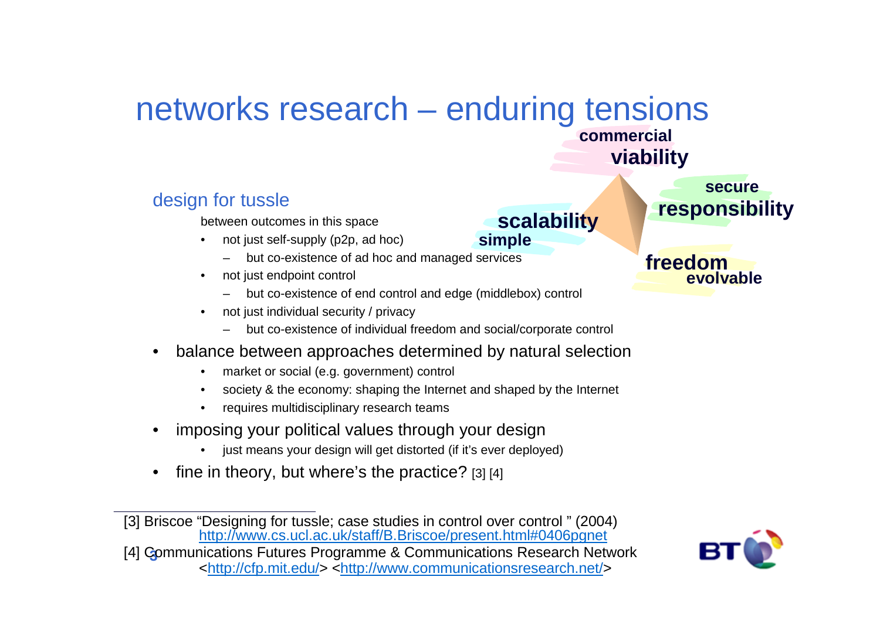# networks research – enduring tensions

commercial **viability**

secure **responsibility**

**scalability** simple

**freedom** evolvable

## design for tussle

between outcomes in this space

- not just self-supply (p2p, ad hoc)
  - but co-existence of ad hoc and managed services
- not just endpoint control
  - but co-existence of end control and edge (middlebox) control
- not just individual security / privacy
  - but co-existence of individual freedom and social/corporate control

- balance between approaches determined by natural selection
  - market or social (e.g. government) control
  - society & the economy: shaping the Internet and shaped by the Internet
  - requires multidisciplinary research teams
- imposing your political values through your design
  - just means your design will get distorted (if it's ever deployed)
- fine in theory, but where's the practice? [3] [4]

---

[3] Briscoe "Designing for tussle; case studies in control over control " (2004) http://www.cs.ucl.ac.uk/staff/B.Briscoe/present.html#0406pgnet

[4] Communications Futures Programme & Communications Research Network <http://cfp.mit.edu/> <http://www.communicationsresearch.net/>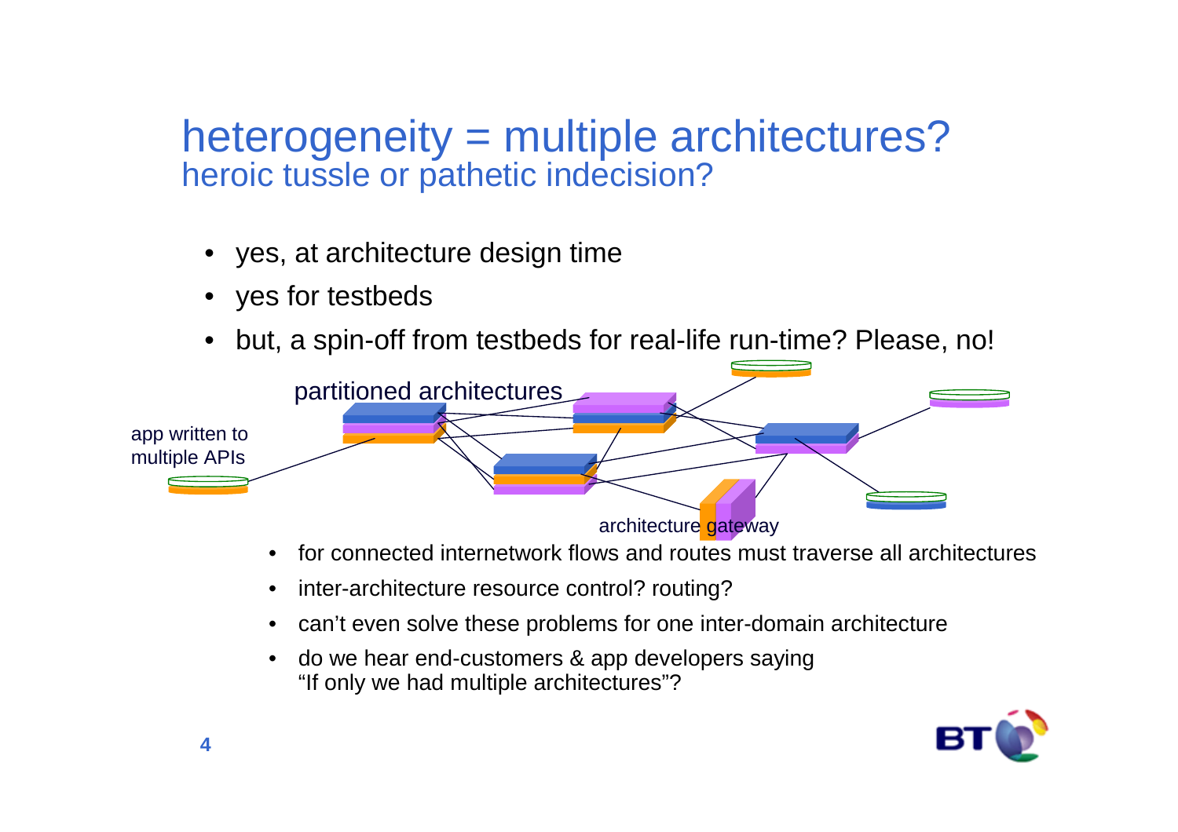# heterogeneity = multiple architectures?
## heroic tussle or pathetic indecision?

- yes, at architecture design time
- yes for testbeds
- but, a spin-off from testbeds for real-life run-time? Please, no!

partitioned architectures

app written to multiple APIs

architecture gateway

- for connected internetwork flows and routes must traverse all architectures
- inter-architecture resource control? routing?
- can't even solve these problems for one inter-domain architecture
- do we hear end-customers & app developers saying "If only we had multiple architectures"?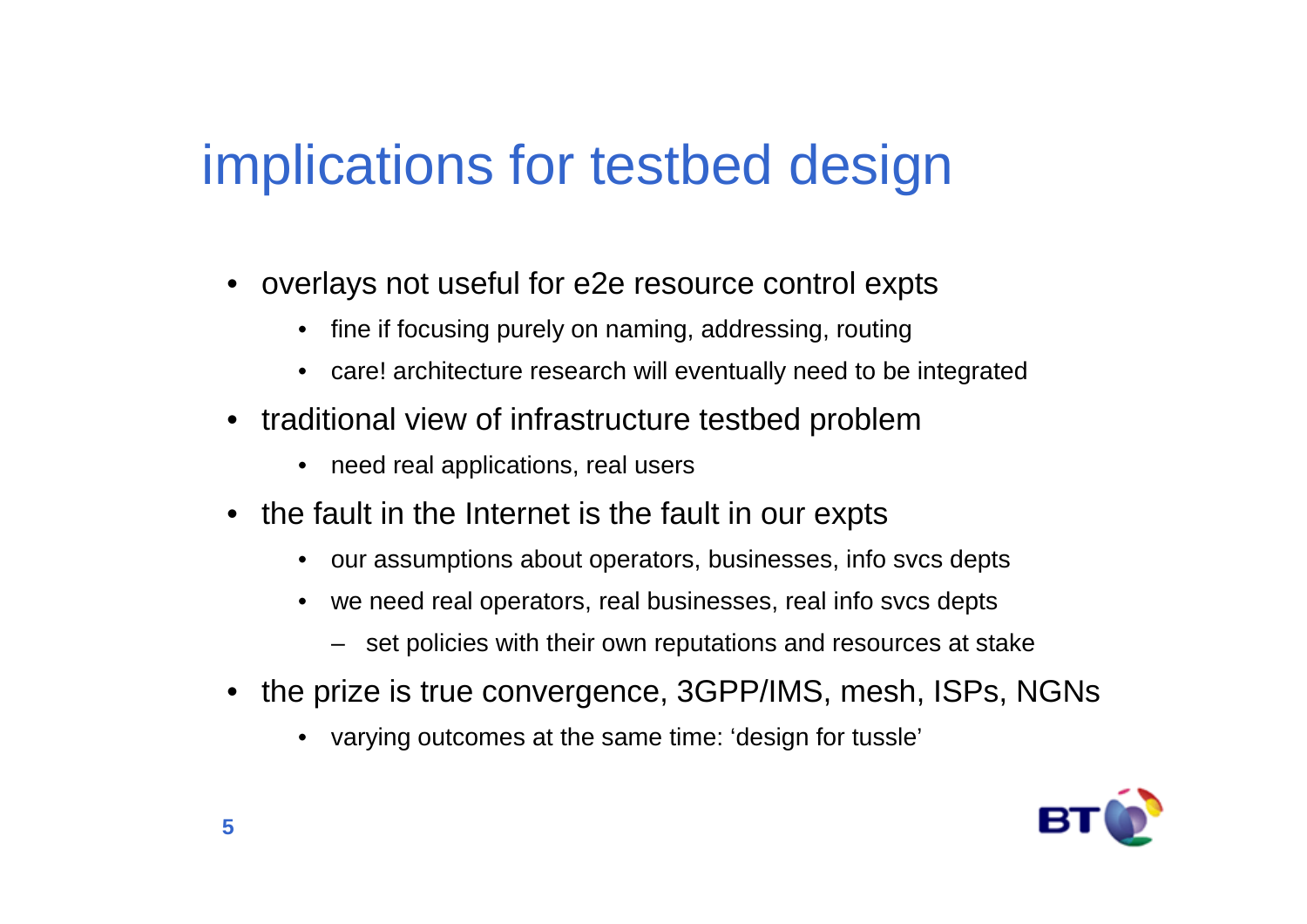# implications for testbed design

- overlays not useful for e2e resource control expts
  - fine if focusing purely on naming, addressing, routing
  - care! architecture research will eventually need to be integrated
- traditional view of infrastructure testbed problem
  - need real applications, real users
- the fault in the Internet is the fault in our expts
  - our assumptions about operators, businesses, info svcs depts
  - we need real operators, real businesses, real info svcs depts
    - set policies with their own reputations and resources at stake
- the prize is true convergence, 3GPP/IMS, mesh, ISPs, NGNs
  - varying outcomes at the same time: 'design for tussle'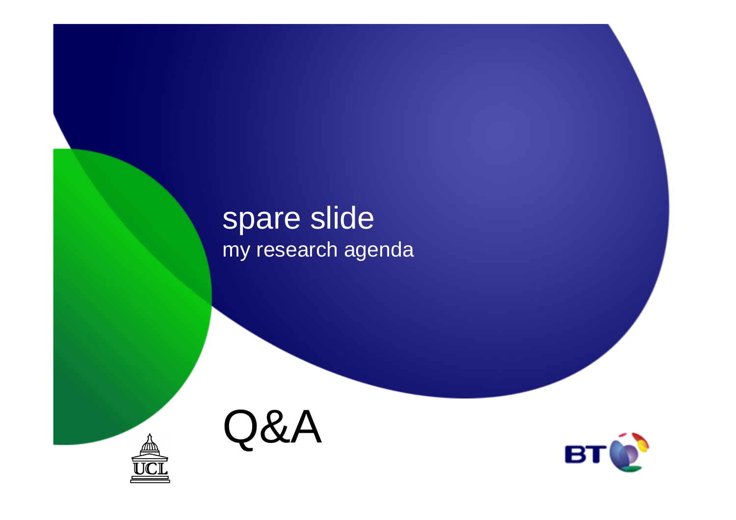# spare slide

my research agenda

# Q&A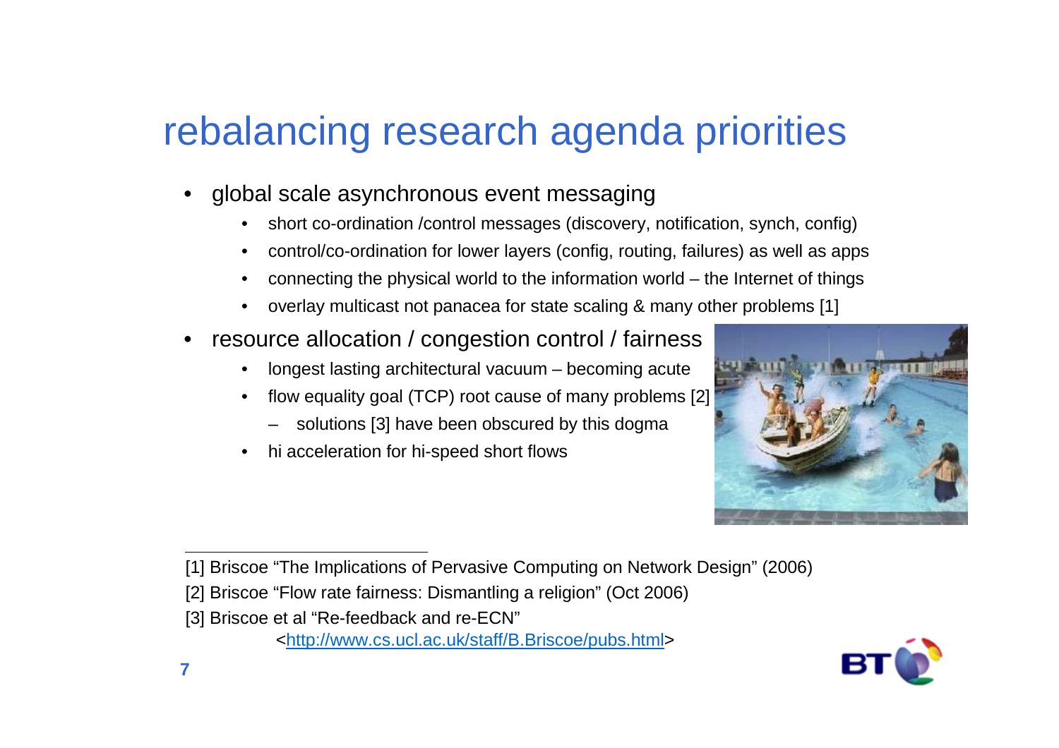# rebalancing research agenda priorities

- global scale asynchronous event messaging
  - short co-ordination /control messages (discovery, notification, synch, config)
  - control/co-ordination for lower layers (config, routing, failures) as well as apps
  - connecting the physical world to the information world – the Internet of things
  - overlay multicast not panacea for state scaling & many other problems [1]
- resource allocation / congestion control / fairness
  - longest lasting architectural vacuum – becoming acute
  - flow equality goal (TCP) root cause of many problems [2]
    - solutions [3] have been obscured by this dogma
  - hi acceleration for hi-speed short flows

---

[1] Briscoe "The Implications of Pervasive Computing on Network Design" (2006)

[2] Briscoe "Flow rate fairness: Dismantling a religion" (Oct 2006)

[3] Briscoe et al "Re-feedback and re-ECN"

<http://www.cs.ucl.ac.uk/staff/B.Briscoe/pubs.html>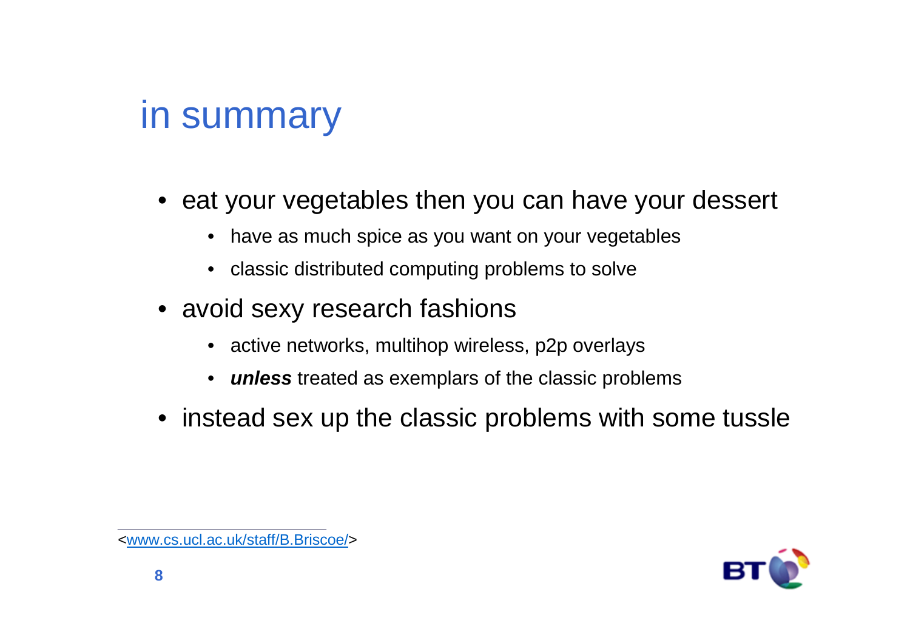# in summary

- eat your vegetables then you can have your dessert
  - have as much spice as you want on your vegetables
  - classic distributed computing problems to solve
- avoid sexy research fashions
  - active networks, multihop wireless, p2p overlays
  - ***unless*** treated as exemplars of the classic problems
- instead sex up the classic problems with some tussle

<www.cs.ucl.ac.uk/staff/B.Briscoe/>